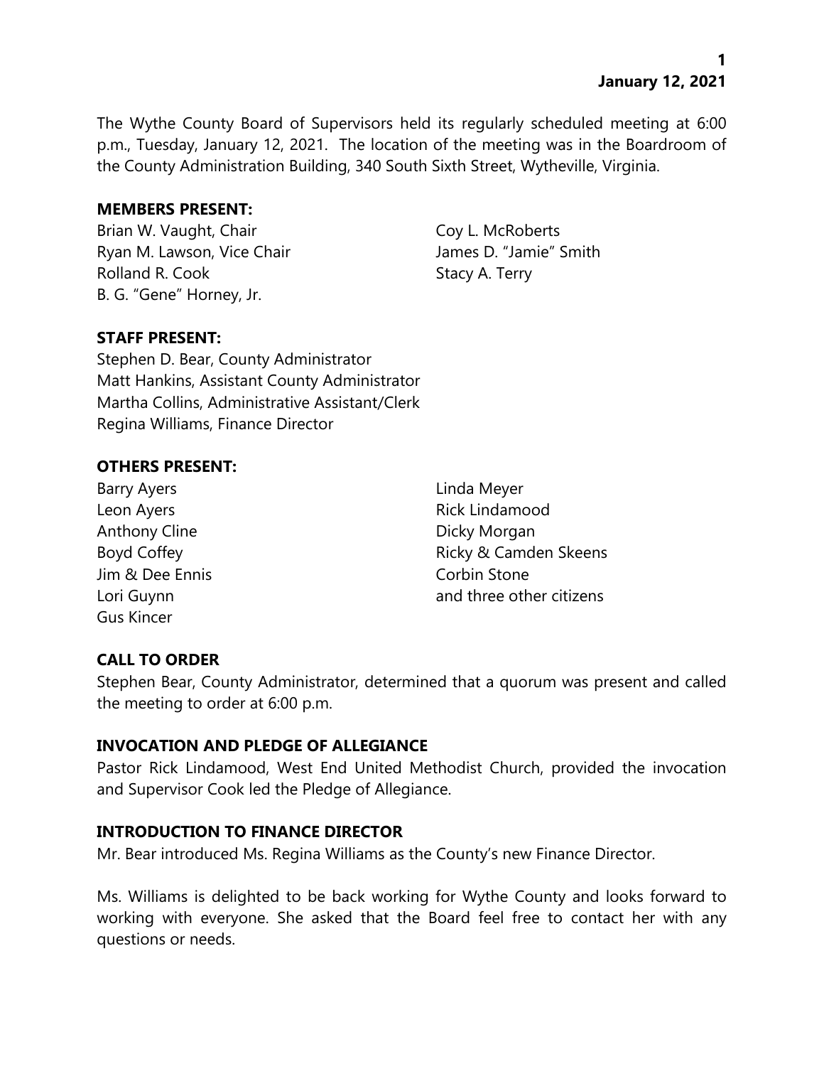The Wythe County Board of Supervisors held its regularly scheduled meeting at 6:00 p.m., Tuesday, January 12, 2021. The location of the meeting was in the Boardroom of the County Administration Building, 340 South Sixth Street, Wytheville, Virginia.

**MEMBERS PRESENT:**

Brian W. Vaught, Chair
Ryan M. Lawson, Vice Chair
Rolland R. Cook
B. G. "Gene" Horney, Jr.
Coy L. McRoberts
James D. "Jamie" Smith
Stacy A. Terry

**STAFF PRESENT:**

Stephen D. Bear, County Administrator
Matt Hankins, Assistant County Administrator
Martha Collins, Administrative Assistant/Clerk
Regina Williams, Finance Director

**OTHERS PRESENT:**

Barry Ayers
Leon Ayers
Anthony Cline
Boyd Coffey
Jim & Dee Ennis
Lori Guynn
Gus Kincer
Linda Meyer
Rick Lindamood
Dicky Morgan
Ricky & Camden Skeens
Corbin Stone
and three other citizens

**CALL TO ORDER**

Stephen Bear, County Administrator, determined that a quorum was present and called the meeting to order at 6:00 p.m.

**INVOCATION AND PLEDGE OF ALLEGIANCE**

Pastor Rick Lindamood, West End United Methodist Church, provided the invocation and Supervisor Cook led the Pledge of Allegiance.

**INTRODUCTION TO FINANCE DIRECTOR**

Mr. Bear introduced Ms. Regina Williams as the County's new Finance Director.

Ms. Williams is delighted to be back working for Wythe County and looks forward to working with everyone. She asked that the Board feel free to contact her with any questions or needs.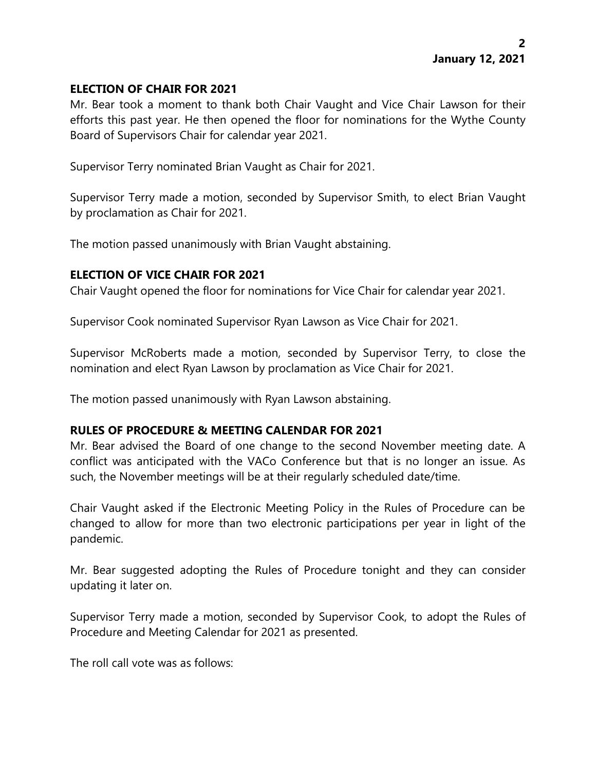## ELECTION OF CHAIR FOR 2021

Mr. Bear took a moment to thank both Chair Vaught and Vice Chair Lawson for their efforts this past year. He then opened the floor for nominations for the Wythe County Board of Supervisors Chair for calendar year 2021.

Supervisor Terry nominated Brian Vaught as Chair for 2021.

Supervisor Terry made a motion, seconded by Supervisor Smith, to elect Brian Vaught by proclamation as Chair for 2021.

The motion passed unanimously with Brian Vaught abstaining.

## ELECTION OF VICE CHAIR FOR 2021

Chair Vaught opened the floor for nominations for Vice Chair for calendar year 2021.

Supervisor Cook nominated Supervisor Ryan Lawson as Vice Chair for 2021.

Supervisor McRoberts made a motion, seconded by Supervisor Terry, to close the nomination and elect Ryan Lawson by proclamation as Vice Chair for 2021.

The motion passed unanimously with Ryan Lawson abstaining.

## RULES OF PROCEDURE & MEETING CALENDAR FOR 2021

Mr. Bear advised the Board of one change to the second November meeting date. A conflict was anticipated with the VACo Conference but that is no longer an issue. As such, the November meetings will be at their regularly scheduled date/time.

Chair Vaught asked if the Electronic Meeting Policy in the Rules of Procedure can be changed to allow for more than two electronic participations per year in light of the pandemic.

Mr. Bear suggested adopting the Rules of Procedure tonight and they can consider updating it later on.

Supervisor Terry made a motion, seconded by Supervisor Cook, to adopt the Rules of Procedure and Meeting Calendar for 2021 as presented.

The roll call vote was as follows: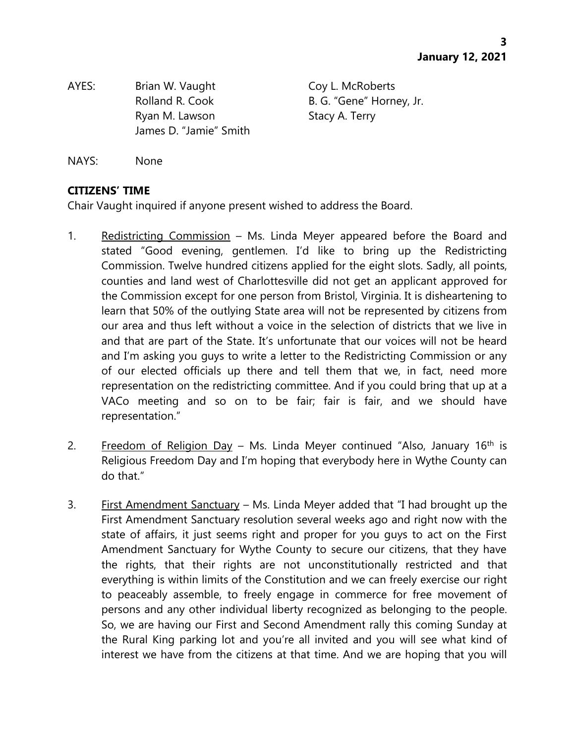AYES: Brian W. Vaught Coy L. McRoberts
Rolland R. Cook B. G. "Gene" Horney, Jr.
Ryan M. Lawson Stacy A. Terry
James D. "Jamie" Smith

NAYS: None

**CITIZENS' TIME**

Chair Vaught inquired if anyone present wished to address the Board.

1. Redistricting Commission – Ms. Linda Meyer appeared before the Board and stated "Good evening, gentlemen. I'd like to bring up the Redistricting Commission. Twelve hundred citizens applied for the eight slots. Sadly, all points, counties and land west of Charlottesville did not get an applicant approved for the Commission except for one person from Bristol, Virginia. It is disheartening to learn that 50% of the outlying State area will not be represented by citizens from our area and thus left without a voice in the selection of districts that we live in and that are part of the State. It's unfortunate that our voices will not be heard and I'm asking you guys to write a letter to the Redistricting Commission or any of our elected officials up there and tell them that we, in fact, need more representation on the redistricting committee. And if you could bring that up at a VACo meeting and so on to be fair; fair is fair, and we should have representation."

2. Freedom of Religion Day – Ms. Linda Meyer continued "Also, January 16th is Religious Freedom Day and I'm hoping that everybody here in Wythe County can do that."

3. First Amendment Sanctuary – Ms. Linda Meyer added that "I had brought up the First Amendment Sanctuary resolution several weeks ago and right now with the state of affairs, it just seems right and proper for you guys to act on the First Amendment Sanctuary for Wythe County to secure our citizens, that they have the rights, that their rights are not unconstitutionally restricted and that everything is within limits of the Constitution and we can freely exercise our right to peaceably assemble, to freely engage in commerce for free movement of persons and any other individual liberty recognized as belonging to the people. So, we are having our First and Second Amendment rally this coming Sunday at the Rural King parking lot and you're all invited and you will see what kind of interest we have from the citizens at that time. And we are hoping that you will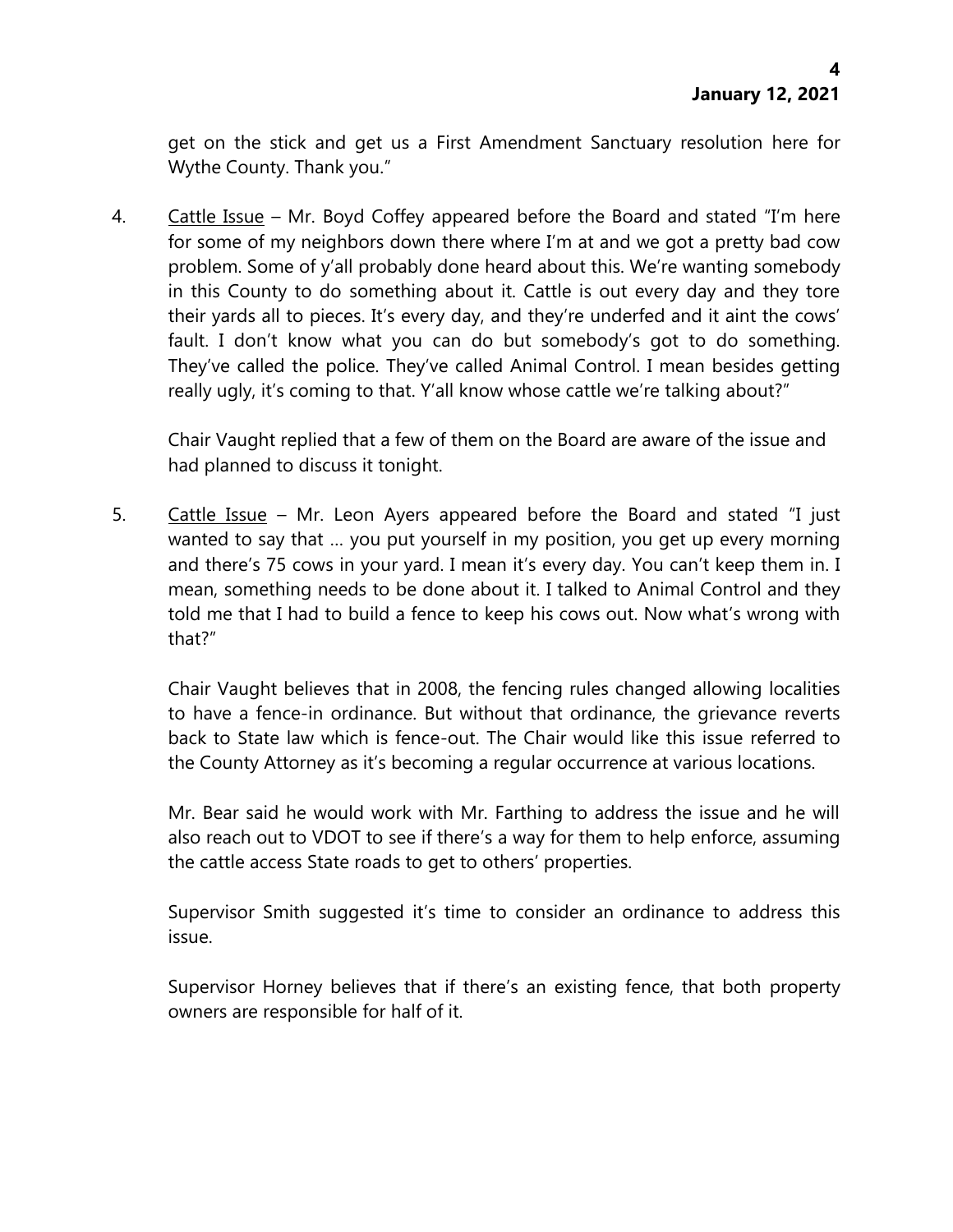get on the stick and get us a First Amendment Sanctuary resolution here for Wythe County. Thank you."

4. Cattle Issue – Mr. Boyd Coffey appeared before the Board and stated "I'm here for some of my neighbors down there where I'm at and we got a pretty bad cow problem. Some of y'all probably done heard about this. We're wanting somebody in this County to do something about it. Cattle is out every day and they tore their yards all to pieces. It's every day, and they're underfed and it aint the cows' fault. I don't know what you can do but somebody's got to do something. They've called the police. They've called Animal Control. I mean besides getting really ugly, it's coming to that. Y'all know whose cattle we're talking about?"

   Chair Vaught replied that a few of them on the Board are aware of the issue and had planned to discuss it tonight.

5. Cattle Issue – Mr. Leon Ayers appeared before the Board and stated "I just wanted to say that … you put yourself in my position, you get up every morning and there's 75 cows in your yard. I mean it's every day. You can't keep them in. I mean, something needs to be done about it. I talked to Animal Control and they told me that I had to build a fence to keep his cows out. Now what's wrong with that?"

   Chair Vaught believes that in 2008, the fencing rules changed allowing localities to have a fence-in ordinance. But without that ordinance, the grievance reverts back to State law which is fence-out. The Chair would like this issue referred to the County Attorney as it's becoming a regular occurrence at various locations.

   Mr. Bear said he would work with Mr. Farthing to address the issue and he will also reach out to VDOT to see if there's a way for them to help enforce, assuming the cattle access State roads to get to others' properties.

   Supervisor Smith suggested it's time to consider an ordinance to address this issue.

   Supervisor Horney believes that if there's an existing fence, that both property owners are responsible for half of it.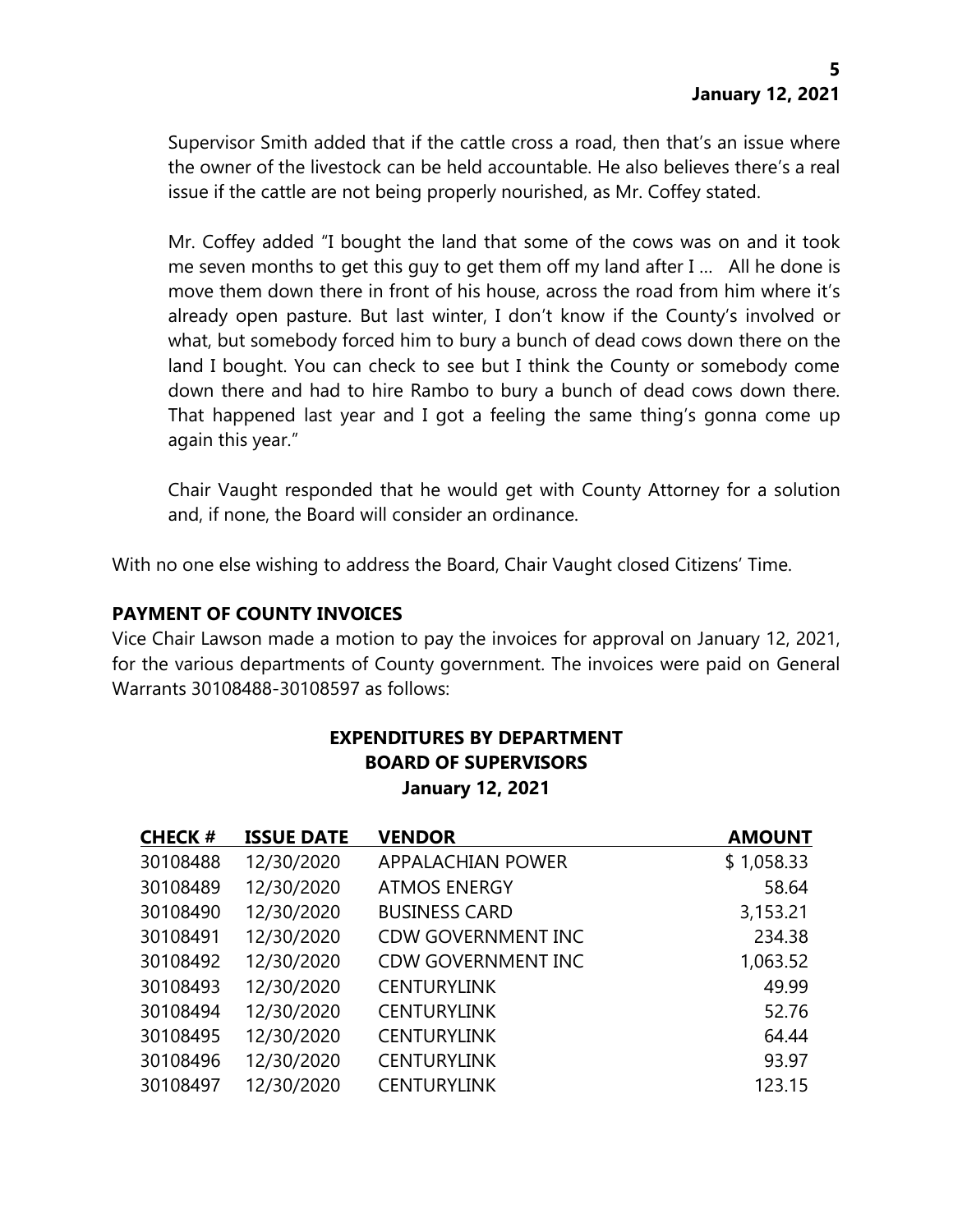Supervisor Smith added that if the cattle cross a road, then that's an issue where the owner of the livestock can be held accountable. He also believes there's a real issue if the cattle are not being properly nourished, as Mr. Coffey stated.

Mr. Coffey added "I bought the land that some of the cows was on and it took me seven months to get this guy to get them off my land after I … All he done is move them down there in front of his house, across the road from him where it's already open pasture. But last winter, I don't know if the County's involved or what, but somebody forced him to bury a bunch of dead cows down there on the land I bought. You can check to see but I think the County or somebody come down there and had to hire Rambo to bury a bunch of dead cows down there. That happened last year and I got a feeling the same thing's gonna come up again this year."

Chair Vaught responded that he would get with County Attorney for a solution and, if none, the Board will consider an ordinance.

With no one else wishing to address the Board, Chair Vaught closed Citizens' Time.

**PAYMENT OF COUNTY INVOICES**

Vice Chair Lawson made a motion to pay the invoices for approval on January 12, 2021, for the various departments of County government. The invoices were paid on General Warrants 30108488-30108597 as follows:

**EXPENDITURES BY DEPARTMENT**
**BOARD OF SUPERVISORS**
**January 12, 2021**

| CHECK # | ISSUE DATE | VENDOR | AMOUNT |
|---|---|---|---|
| 30108488 | 12/30/2020 | APPALACHIAN POWER | $ 1,058.33 |
| 30108489 | 12/30/2020 | ATMOS ENERGY | 58.64 |
| 30108490 | 12/30/2020 | BUSINESS CARD | 3,153.21 |
| 30108491 | 12/30/2020 | CDW GOVERNMENT INC | 234.38 |
| 30108492 | 12/30/2020 | CDW GOVERNMENT INC | 1,063.52 |
| 30108493 | 12/30/2020 | CENTURYLINK | 49.99 |
| 30108494 | 12/30/2020 | CENTURYLINK | 52.76 |
| 30108495 | 12/30/2020 | CENTURYLINK | 64.44 |
| 30108496 | 12/30/2020 | CENTURYLINK | 93.97 |
| 30108497 | 12/30/2020 | CENTURYLINK | 123.15 |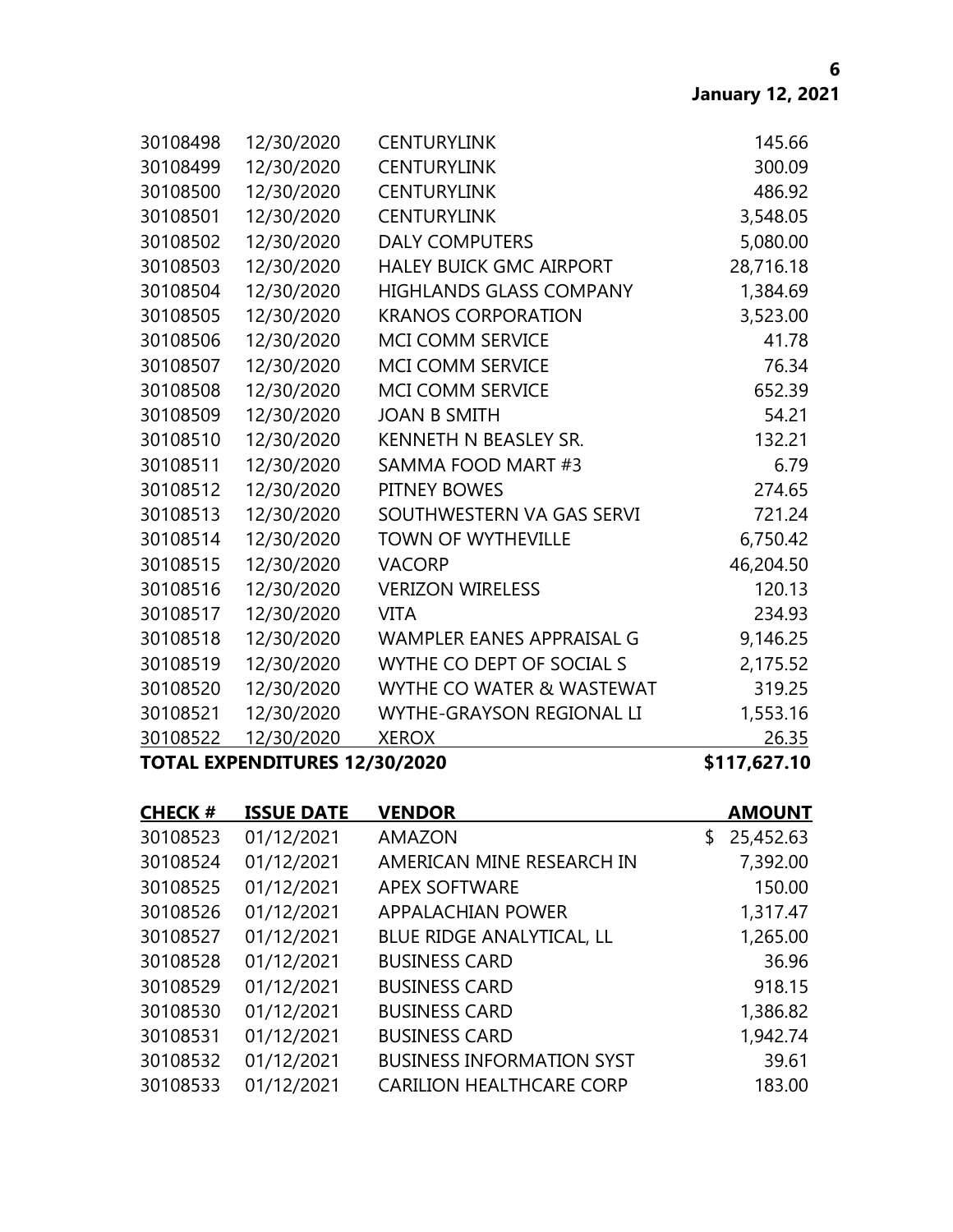| | | | |
|---|---|---|---|
| 30108498 | 12/30/2020 | CENTURYLINK | 145.66 |
| 30108499 | 12/30/2020 | CENTURYLINK | 300.09 |
| 30108500 | 12/30/2020 | CENTURYLINK | 486.92 |
| 30108501 | 12/30/2020 | CENTURYLINK | 3,548.05 |
| 30108502 | 12/30/2020 | DALY COMPUTERS | 5,080.00 |
| 30108503 | 12/30/2020 | HALEY BUICK GMC AIRPORT | 28,716.18 |
| 30108504 | 12/30/2020 | HIGHLANDS GLASS COMPANY | 1,384.69 |
| 30108505 | 12/30/2020 | KRANOS CORPORATION | 3,523.00 |
| 30108506 | 12/30/2020 | MCI COMM SERVICE | 41.78 |
| 30108507 | 12/30/2020 | MCI COMM SERVICE | 76.34 |
| 30108508 | 12/30/2020 | MCI COMM SERVICE | 652.39 |
| 30108509 | 12/30/2020 | JOAN B SMITH | 54.21 |
| 30108510 | 12/30/2020 | KENNETH N BEASLEY SR. | 132.21 |
| 30108511 | 12/30/2020 | SAMMA FOOD MART #3 | 6.79 |
| 30108512 | 12/30/2020 | PITNEY BOWES | 274.65 |
| 30108513 | 12/30/2020 | SOUTHWESTERN VA GAS SERVI | 721.24 |
| 30108514 | 12/30/2020 | TOWN OF WYTHEVILLE | 6,750.42 |
| 30108515 | 12/30/2020 | VACORP | 46,204.50 |
| 30108516 | 12/30/2020 | VERIZON WIRELESS | 120.13 |
| 30108517 | 12/30/2020 | VITA | 234.93 |
| 30108518 | 12/30/2020 | WAMPLER EANES APPRAISAL G | 9,146.25 |
| 30108519 | 12/30/2020 | WYTHE CO DEPT OF SOCIAL S | 2,175.52 |
| 30108520 | 12/30/2020 | WYTHE CO WATER & WASTEWAT | 319.25 |
| 30108521 | 12/30/2020 | WYTHE-GRAYSON REGIONAL LI | 1,553.16 |
| 30108522 | 12/30/2020 | XEROX | 26.35 |
| **TOTAL EXPENDITURES 12/30/2020** | | | **$117,627.10** |

| **CHECK #** | **ISSUE DATE** | **VENDOR** | **AMOUNT** |
|---|---|---|---|
| 30108523 | 01/12/2021 | AMAZON | $ 25,452.63 |
| 30108524 | 01/12/2021 | AMERICAN MINE RESEARCH IN | 7,392.00 |
| 30108525 | 01/12/2021 | APEX SOFTWARE | 150.00 |
| 30108526 | 01/12/2021 | APPALACHIAN POWER | 1,317.47 |
| 30108527 | 01/12/2021 | BLUE RIDGE ANALYTICAL, LL | 1,265.00 |
| 30108528 | 01/12/2021 | BUSINESS CARD | 36.96 |
| 30108529 | 01/12/2021 | BUSINESS CARD | 918.15 |
| 30108530 | 01/12/2021 | BUSINESS CARD | 1,386.82 |
| 30108531 | 01/12/2021 | BUSINESS CARD | 1,942.74 |
| 30108532 | 01/12/2021 | BUSINESS INFORMATION SYST | 39.61 |
| 30108533 | 01/12/2021 | CARILION HEALTHCARE CORP | 183.00 |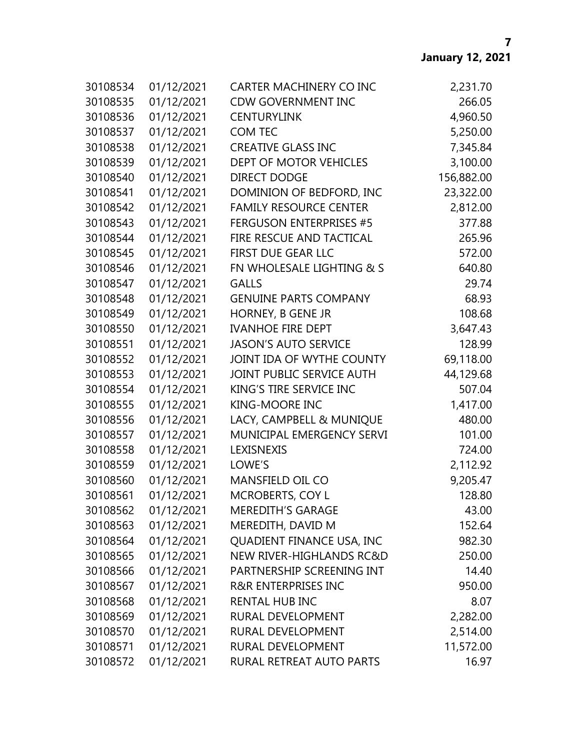| | | | |
|---|---|---|---|
| 30108534 | 01/12/2021 | CARTER MACHINERY CO INC | 2,231.70 |
| 30108535 | 01/12/2021 | CDW GOVERNMENT INC | 266.05 |
| 30108536 | 01/12/2021 | CENTURYLINK | 4,960.50 |
| 30108537 | 01/12/2021 | COM TEC | 5,250.00 |
| 30108538 | 01/12/2021 | CREATIVE GLASS INC | 7,345.84 |
| 30108539 | 01/12/2021 | DEPT OF MOTOR VEHICLES | 3,100.00 |
| 30108540 | 01/12/2021 | DIRECT DODGE | 156,882.00 |
| 30108541 | 01/12/2021 | DOMINION OF BEDFORD, INC | 23,322.00 |
| 30108542 | 01/12/2021 | FAMILY RESOURCE CENTER | 2,812.00 |
| 30108543 | 01/12/2021 | FERGUSON ENTERPRISES #5 | 377.88 |
| 30108544 | 01/12/2021 | FIRE RESCUE AND TACTICAL | 265.96 |
| 30108545 | 01/12/2021 | FIRST DUE GEAR LLC | 572.00 |
| 30108546 | 01/12/2021 | FN WHOLESALE LIGHTING & S | 640.80 |
| 30108547 | 01/12/2021 | GALLS | 29.74 |
| 30108548 | 01/12/2021 | GENUINE PARTS COMPANY | 68.93 |
| 30108549 | 01/12/2021 | HORNEY, B GENE JR | 108.68 |
| 30108550 | 01/12/2021 | IVANHOE FIRE DEPT | 3,647.43 |
| 30108551 | 01/12/2021 | JASON'S AUTO SERVICE | 128.99 |
| 30108552 | 01/12/2021 | JOINT IDA OF WYTHE COUNTY | 69,118.00 |
| 30108553 | 01/12/2021 | JOINT PUBLIC SERVICE AUTH | 44,129.68 |
| 30108554 | 01/12/2021 | KING'S TIRE SERVICE INC | 507.04 |
| 30108555 | 01/12/2021 | KING-MOORE INC | 1,417.00 |
| 30108556 | 01/12/2021 | LACY, CAMPBELL & MUNIQUE | 480.00 |
| 30108557 | 01/12/2021 | MUNICIPAL EMERGENCY SERVI | 101.00 |
| 30108558 | 01/12/2021 | LEXISNEXIS | 724.00 |
| 30108559 | 01/12/2021 | LOWE'S | 2,112.92 |
| 30108560 | 01/12/2021 | MANSFIELD OIL CO | 9,205.47 |
| 30108561 | 01/12/2021 | MCROBERTS, COY L | 128.80 |
| 30108562 | 01/12/2021 | MEREDITH'S GARAGE | 43.00 |
| 30108563 | 01/12/2021 | MEREDITH, DAVID M | 152.64 |
| 30108564 | 01/12/2021 | QUADIENT FINANCE USA, INC | 982.30 |
| 30108565 | 01/12/2021 | NEW RIVER-HIGHLANDS RC&D | 250.00 |
| 30108566 | 01/12/2021 | PARTNERSHIP SCREENING INT | 14.40 |
| 30108567 | 01/12/2021 | R&R ENTERPRISES INC | 950.00 |
| 30108568 | 01/12/2021 | RENTAL HUB INC | 8.07 |
| 30108569 | 01/12/2021 | RURAL DEVELOPMENT | 2,282.00 |
| 30108570 | 01/12/2021 | RURAL DEVELOPMENT | 2,514.00 |
| 30108571 | 01/12/2021 | RURAL DEVELOPMENT | 11,572.00 |
| 30108572 | 01/12/2021 | RURAL RETREAT AUTO PARTS | 16.97 |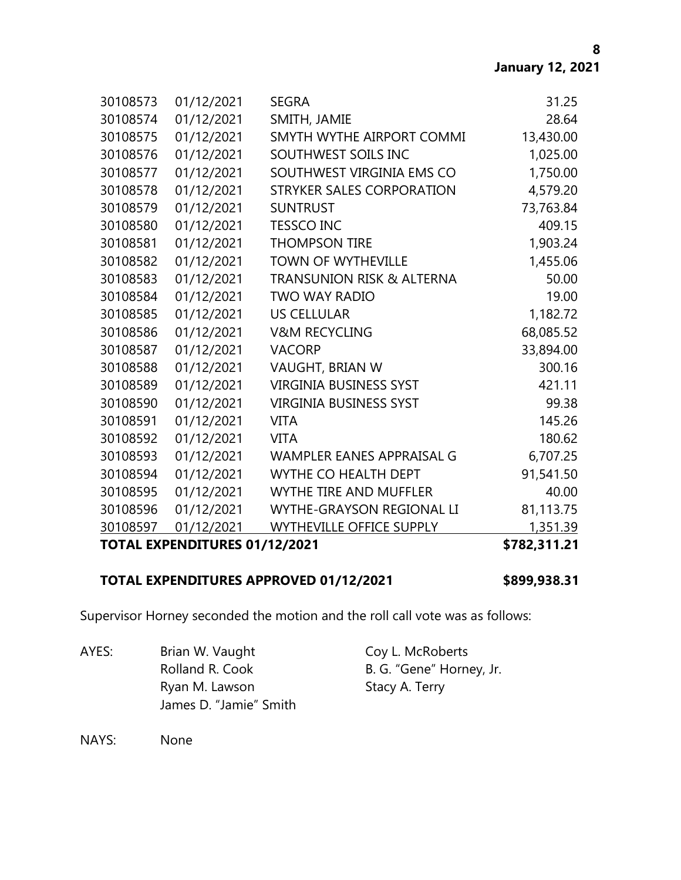| | | | |
|---|---|---|---|
| 30108573 | 01/12/2021 | SEGRA | 31.25 |
| 30108574 | 01/12/2021 | SMITH, JAMIE | 28.64 |
| 30108575 | 01/12/2021 | SMYTH WYTHE AIRPORT COMMI | 13,430.00 |
| 30108576 | 01/12/2021 | SOUTHWEST SOILS INC | 1,025.00 |
| 30108577 | 01/12/2021 | SOUTHWEST VIRGINIA EMS CO | 1,750.00 |
| 30108578 | 01/12/2021 | STRYKER SALES CORPORATION | 4,579.20 |
| 30108579 | 01/12/2021 | SUNTRUST | 73,763.84 |
| 30108580 | 01/12/2021 | TESSCO INC | 409.15 |
| 30108581 | 01/12/2021 | THOMPSON TIRE | 1,903.24 |
| 30108582 | 01/12/2021 | TOWN OF WYTHEVILLE | 1,455.06 |
| 30108583 | 01/12/2021 | TRANSUNION RISK & ALTERNA | 50.00 |
| 30108584 | 01/12/2021 | TWO WAY RADIO | 19.00 |
| 30108585 | 01/12/2021 | US CELLULAR | 1,182.72 |
| 30108586 | 01/12/2021 | V&M RECYCLING | 68,085.52 |
| 30108587 | 01/12/2021 | VACORP | 33,894.00 |
| 30108588 | 01/12/2021 | VAUGHT, BRIAN W | 300.16 |
| 30108589 | 01/12/2021 | VIRGINIA BUSINESS SYST | 421.11 |
| 30108590 | 01/12/2021 | VIRGINIA BUSINESS SYST | 99.38 |
| 30108591 | 01/12/2021 | VITA | 145.26 |
| 30108592 | 01/12/2021 | VITA | 180.62 |
| 30108593 | 01/12/2021 | WAMPLER EANES APPRAISAL G | 6,707.25 |
| 30108594 | 01/12/2021 | WYTHE CO HEALTH DEPT | 91,541.50 |
| 30108595 | 01/12/2021 | WYTHE TIRE AND MUFFLER | 40.00 |
| 30108596 | 01/12/2021 | WYTHE-GRAYSON REGIONAL LI | 81,113.75 |
| 30108597 | 01/12/2021 | WYTHEVILLE OFFICE SUPPLY | 1,351.39 |
| **TOTAL EXPENDITURES 01/12/2021** | | | **$782,311.21** |

**TOTAL EXPENDITURES APPROVED 01/12/2021** **$899,938.31**

Supervisor Horney seconded the motion and the roll call vote was as follows:

AYES: Brian W. Vaught, Coy L. McRoberts, Rolland R. Cook, B. G. "Gene" Horney, Jr., Ryan M. Lawson, Stacy A. Terry, James D. "Jamie" Smith

NAYS: None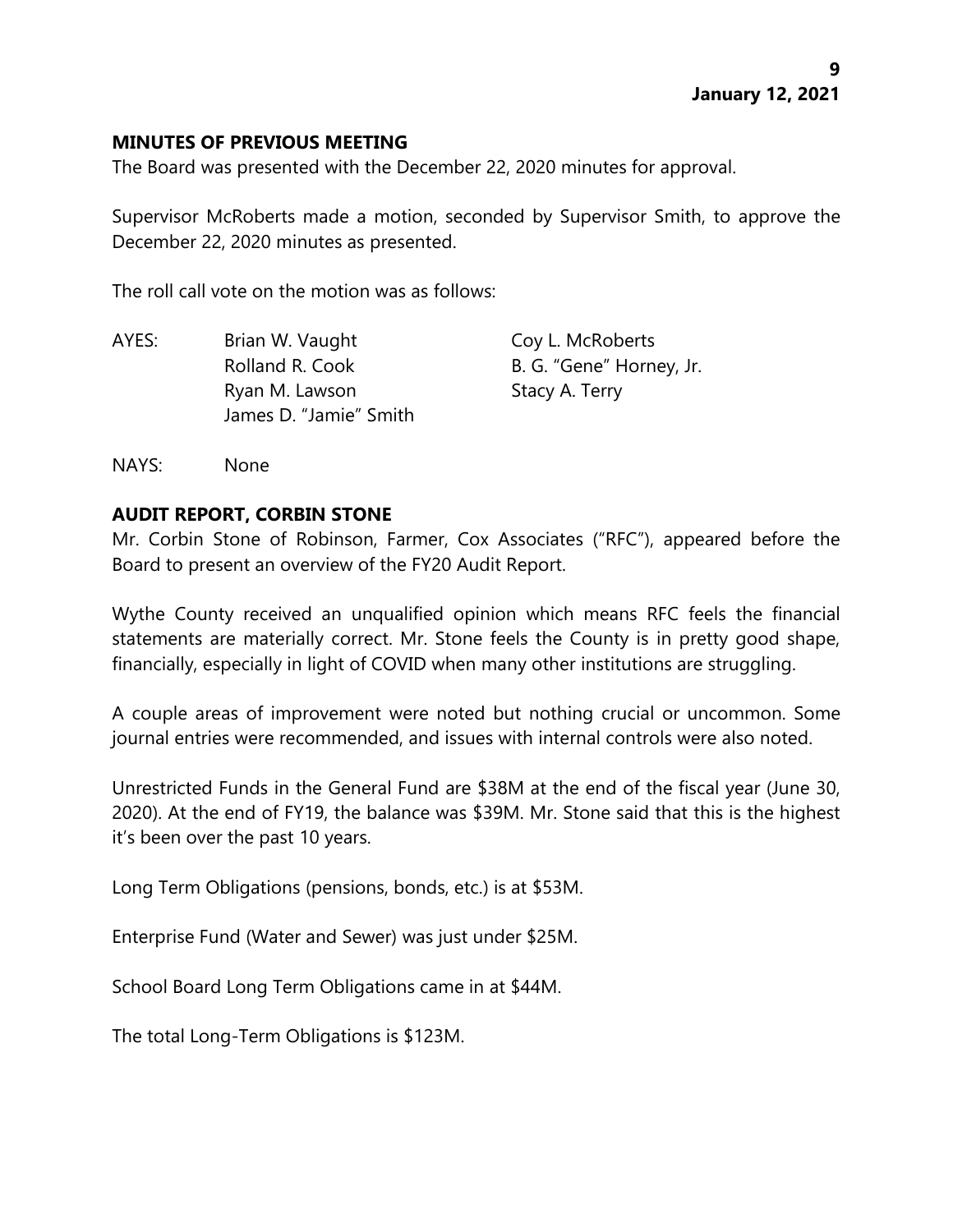## MINUTES OF PREVIOUS MEETING

The Board was presented with the December 22, 2020 minutes for approval.

Supervisor McRoberts made a motion, seconded by Supervisor Smith, to approve the December 22, 2020 minutes as presented.

The roll call vote on the motion was as follows:

AYES: Brian W. Vaught, Coy L. McRoberts, Rolland R. Cook, B. G. "Gene" Horney, Jr., Ryan M. Lawson, Stacy A. Terry, James D. "Jamie" Smith

NAYS: None

## AUDIT REPORT, CORBIN STONE

Mr. Corbin Stone of Robinson, Farmer, Cox Associates ("RFC"), appeared before the Board to present an overview of the FY20 Audit Report.

Wythe County received an unqualified opinion which means RFC feels the financial statements are materially correct. Mr. Stone feels the County is in pretty good shape, financially, especially in light of COVID when many other institutions are struggling.

A couple areas of improvement were noted but nothing crucial or uncommon. Some journal entries were recommended, and issues with internal controls were also noted.

Unrestricted Funds in the General Fund are $38M at the end of the fiscal year (June 30, 2020). At the end of FY19, the balance was $39M. Mr. Stone said that this is the highest it's been over the past 10 years.

Long Term Obligations (pensions, bonds, etc.) is at $53M.

Enterprise Fund (Water and Sewer) was just under $25M.

School Board Long Term Obligations came in at $44M.

The total Long-Term Obligations is $123M.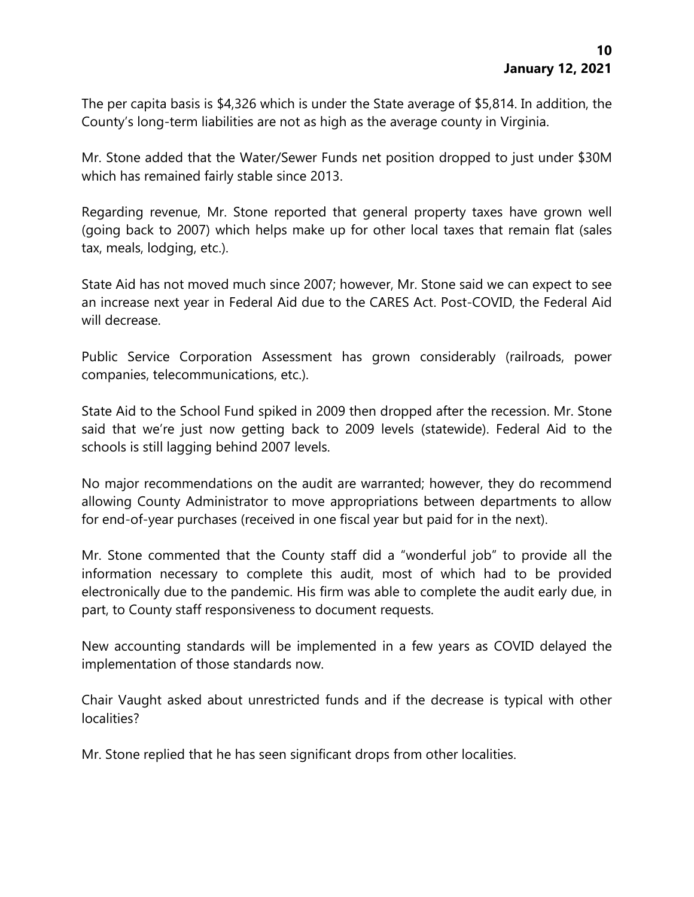The per capita basis is $4,326 which is under the State average of $5,814. In addition, the County's long-term liabilities are not as high as the average county in Virginia.

Mr. Stone added that the Water/Sewer Funds net position dropped to just under $30M which has remained fairly stable since 2013.

Regarding revenue, Mr. Stone reported that general property taxes have grown well (going back to 2007) which helps make up for other local taxes that remain flat (sales tax, meals, lodging, etc.).

State Aid has not moved much since 2007; however, Mr. Stone said we can expect to see an increase next year in Federal Aid due to the CARES Act. Post-COVID, the Federal Aid will decrease.

Public Service Corporation Assessment has grown considerably (railroads, power companies, telecommunications, etc.).

State Aid to the School Fund spiked in 2009 then dropped after the recession. Mr. Stone said that we're just now getting back to 2009 levels (statewide). Federal Aid to the schools is still lagging behind 2007 levels.

No major recommendations on the audit are warranted; however, they do recommend allowing County Administrator to move appropriations between departments to allow for end-of-year purchases (received in one fiscal year but paid for in the next).

Mr. Stone commented that the County staff did a "wonderful job" to provide all the information necessary to complete this audit, most of which had to be provided electronically due to the pandemic. His firm was able to complete the audit early due, in part, to County staff responsiveness to document requests.

New accounting standards will be implemented in a few years as COVID delayed the implementation of those standards now.

Chair Vaught asked about unrestricted funds and if the decrease is typical with other localities?

Mr. Stone replied that he has seen significant drops from other localities.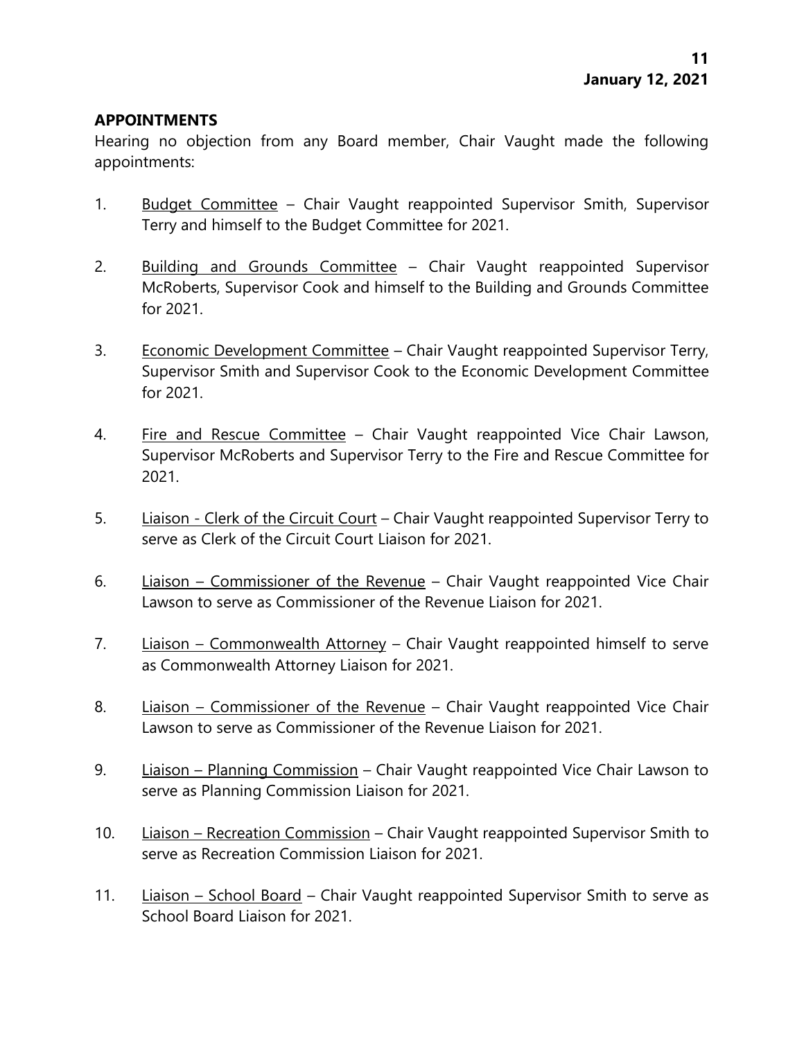## APPOINTMENTS

Hearing no objection from any Board member, Chair Vaught made the following appointments:

1. Budget Committee – Chair Vaught reappointed Supervisor Smith, Supervisor Terry and himself to the Budget Committee for 2021.

2. Building and Grounds Committee – Chair Vaught reappointed Supervisor McRoberts, Supervisor Cook and himself to the Building and Grounds Committee for 2021.

3. Economic Development Committee – Chair Vaught reappointed Supervisor Terry, Supervisor Smith and Supervisor Cook to the Economic Development Committee for 2021.

4. Fire and Rescue Committee – Chair Vaught reappointed Vice Chair Lawson, Supervisor McRoberts and Supervisor Terry to the Fire and Rescue Committee for 2021.

5. Liaison - Clerk of the Circuit Court – Chair Vaught reappointed Supervisor Terry to serve as Clerk of the Circuit Court Liaison for 2021.

6. Liaison – Commissioner of the Revenue – Chair Vaught reappointed Vice Chair Lawson to serve as Commissioner of the Revenue Liaison for 2021.

7. Liaison – Commonwealth Attorney – Chair Vaught reappointed himself to serve as Commonwealth Attorney Liaison for 2021.

8. Liaison – Commissioner of the Revenue – Chair Vaught reappointed Vice Chair Lawson to serve as Commissioner of the Revenue Liaison for 2021.

9. Liaison – Planning Commission – Chair Vaught reappointed Vice Chair Lawson to serve as Planning Commission Liaison for 2021.

10. Liaison – Recreation Commission – Chair Vaught reappointed Supervisor Smith to serve as Recreation Commission Liaison for 2021.

11. Liaison – School Board – Chair Vaught reappointed Supervisor Smith to serve as School Board Liaison for 2021.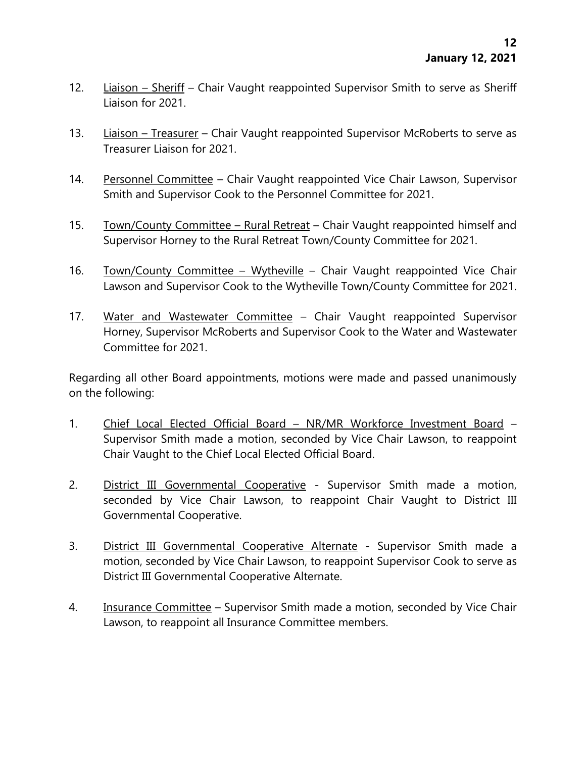12. Liaison – Sheriff – Chair Vaught reappointed Supervisor Smith to serve as Sheriff Liaison for 2021.

13. Liaison – Treasurer – Chair Vaught reappointed Supervisor McRoberts to serve as Treasurer Liaison for 2021.

14. Personnel Committee – Chair Vaught reappointed Vice Chair Lawson, Supervisor Smith and Supervisor Cook to the Personnel Committee for 2021.

15. Town/County Committee – Rural Retreat – Chair Vaught reappointed himself and Supervisor Horney to the Rural Retreat Town/County Committee for 2021.

16. Town/County Committee – Wytheville – Chair Vaught reappointed Vice Chair Lawson and Supervisor Cook to the Wytheville Town/County Committee for 2021.

17. Water and Wastewater Committee – Chair Vaught reappointed Supervisor Horney, Supervisor McRoberts and Supervisor Cook to the Water and Wastewater Committee for 2021.

Regarding all other Board appointments, motions were made and passed unanimously on the following:

1. Chief Local Elected Official Board – NR/MR Workforce Investment Board – Supervisor Smith made a motion, seconded by Vice Chair Lawson, to reappoint Chair Vaught to the Chief Local Elected Official Board.

2. District III Governmental Cooperative - Supervisor Smith made a motion, seconded by Vice Chair Lawson, to reappoint Chair Vaught to District III Governmental Cooperative.

3. District III Governmental Cooperative Alternate - Supervisor Smith made a motion, seconded by Vice Chair Lawson, to reappoint Supervisor Cook to serve as District III Governmental Cooperative Alternate.

4. Insurance Committee – Supervisor Smith made a motion, seconded by Vice Chair Lawson, to reappoint all Insurance Committee members.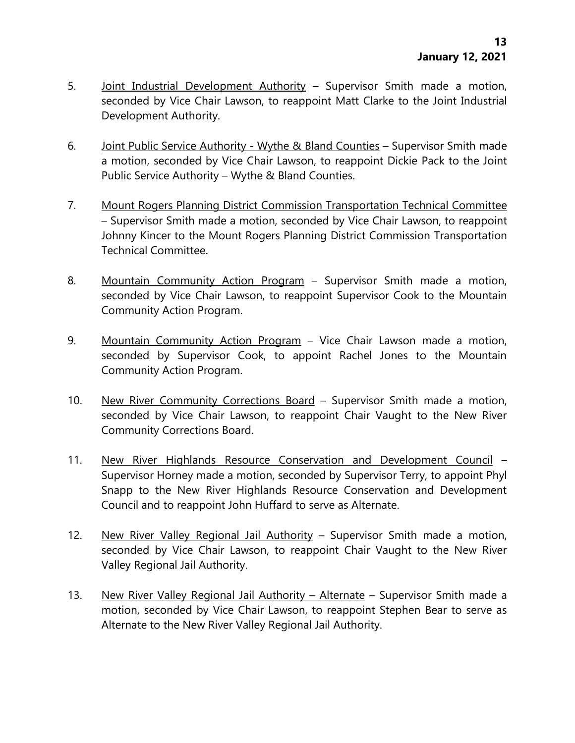5. <u>Joint Industrial Development Authority</u> – Supervisor Smith made a motion, seconded by Vice Chair Lawson, to reappoint Matt Clarke to the Joint Industrial Development Authority.

6. <u>Joint Public Service Authority - Wythe & Bland Counties</u> – Supervisor Smith made a motion, seconded by Vice Chair Lawson, to reappoint Dickie Pack to the Joint Public Service Authority – Wythe & Bland Counties.

7. <u>Mount Rogers Planning District Commission Transportation Technical Committee</u> – Supervisor Smith made a motion, seconded by Vice Chair Lawson, to reappoint Johnny Kincer to the Mount Rogers Planning District Commission Transportation Technical Committee.

8. <u>Mountain Community Action Program</u> – Supervisor Smith made a motion, seconded by Vice Chair Lawson, to reappoint Supervisor Cook to the Mountain Community Action Program.

9. <u>Mountain Community Action Program</u> – Vice Chair Lawson made a motion, seconded by Supervisor Cook, to appoint Rachel Jones to the Mountain Community Action Program.

10. <u>New River Community Corrections Board</u> – Supervisor Smith made a motion, seconded by Vice Chair Lawson, to reappoint Chair Vaught to the New River Community Corrections Board.

11. <u>New River Highlands Resource Conservation and Development Council</u> – Supervisor Horney made a motion, seconded by Supervisor Terry, to appoint Phyl Snapp to the New River Highlands Resource Conservation and Development Council and to reappoint John Huffard to serve as Alternate.

12. <u>New River Valley Regional Jail Authority</u> – Supervisor Smith made a motion, seconded by Vice Chair Lawson, to reappoint Chair Vaught to the New River Valley Regional Jail Authority.

13. <u>New River Valley Regional Jail Authority – Alternate</u> – Supervisor Smith made a motion, seconded by Vice Chair Lawson, to reappoint Stephen Bear to serve as Alternate to the New River Valley Regional Jail Authority.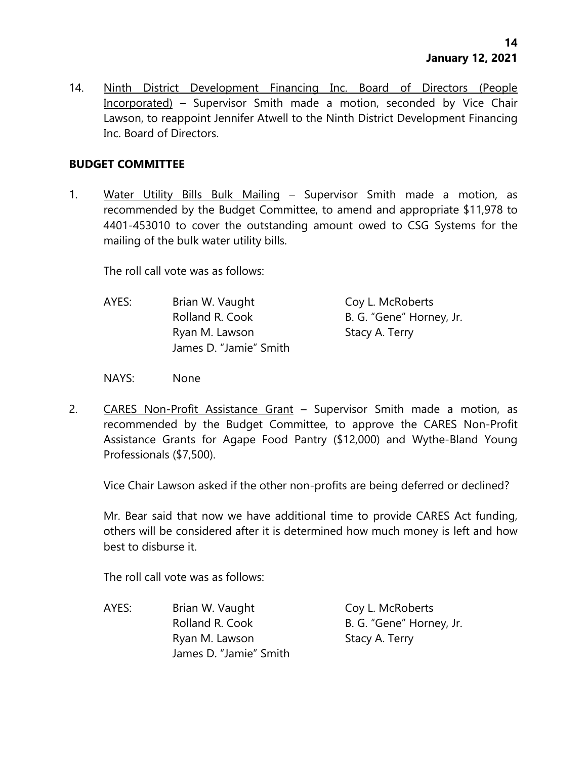14. Ninth District Development Financing Inc. Board of Directors (People Incorporated) – Supervisor Smith made a motion, seconded by Vice Chair Lawson, to reappoint Jennifer Atwell to the Ninth District Development Financing Inc. Board of Directors.

**BUDGET COMMITTEE**

1. Water Utility Bills Bulk Mailing – Supervisor Smith made a motion, as recommended by the Budget Committee, to amend and appropriate $11,978 to 4401-453010 to cover the outstanding amount owed to CSG Systems for the mailing of the bulk water utility bills.

   The roll call vote was as follows:

   AYES: Brian W. Vaught, Coy L. McRoberts, Rolland R. Cook, B. G. "Gene" Horney, Jr., Ryan M. Lawson, Stacy A. Terry, James D. "Jamie" Smith

   NAYS: None

2. CARES Non-Profit Assistance Grant – Supervisor Smith made a motion, as recommended by the Budget Committee, to approve the CARES Non-Profit Assistance Grants for Agape Food Pantry ($12,000) and Wythe-Bland Young Professionals ($7,500).

   Vice Chair Lawson asked if the other non-profits are being deferred or declined?

   Mr. Bear said that now we have additional time to provide CARES Act funding, others will be considered after it is determined how much money is left and how best to disburse it.

   The roll call vote was as follows:

   AYES: Brian W. Vaught, Coy L. McRoberts, Rolland R. Cook, B. G. "Gene" Horney, Jr., Ryan M. Lawson, Stacy A. Terry, James D. "Jamie" Smith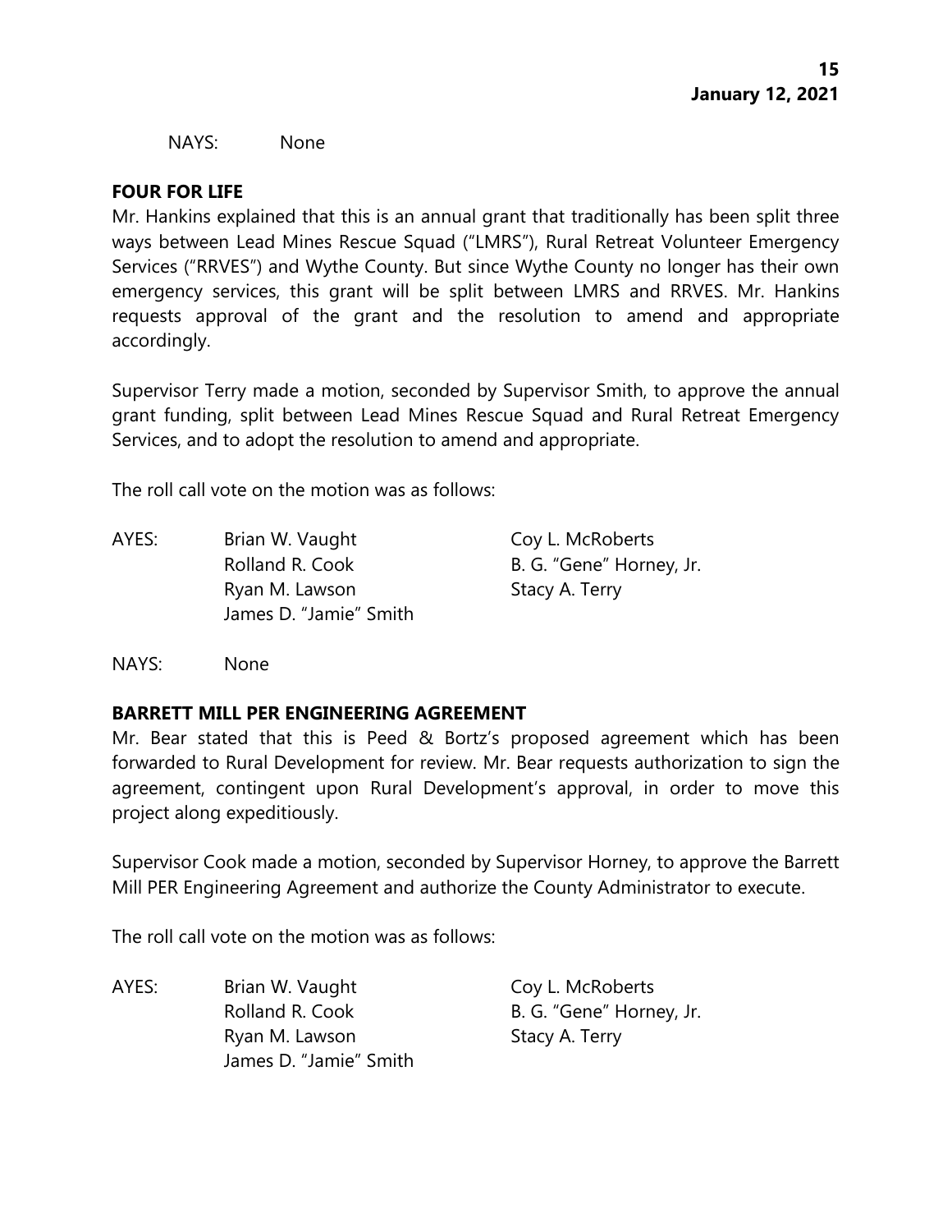NAYS: None

**FOUR FOR LIFE**

Mr. Hankins explained that this is an annual grant that traditionally has been split three ways between Lead Mines Rescue Squad ("LMRS"), Rural Retreat Volunteer Emergency Services ("RRVES") and Wythe County. But since Wythe County no longer has their own emergency services, this grant will be split between LMRS and RRVES. Mr. Hankins requests approval of the grant and the resolution to amend and appropriate accordingly.

Supervisor Terry made a motion, seconded by Supervisor Smith, to approve the annual grant funding, split between Lead Mines Rescue Squad and Rural Retreat Emergency Services, and to adopt the resolution to amend and appropriate.

The roll call vote on the motion was as follows:

AYES: Brian W. Vaught, Coy L. McRoberts, Rolland R. Cook, B. G. "Gene" Horney, Jr., Ryan M. Lawson, Stacy A. Terry, James D. "Jamie" Smith

NAYS: None

**BARRETT MILL PER ENGINEERING AGREEMENT**

Mr. Bear stated that this is Peed & Bortz's proposed agreement which has been forwarded to Rural Development for review. Mr. Bear requests authorization to sign the agreement, contingent upon Rural Development's approval, in order to move this project along expeditiously.

Supervisor Cook made a motion, seconded by Supervisor Horney, to approve the Barrett Mill PER Engineering Agreement and authorize the County Administrator to execute.

The roll call vote on the motion was as follows:

AYES: Brian W. Vaught, Coy L. McRoberts, Rolland R. Cook, B. G. "Gene" Horney, Jr., Ryan M. Lawson, Stacy A. Terry, James D. "Jamie" Smith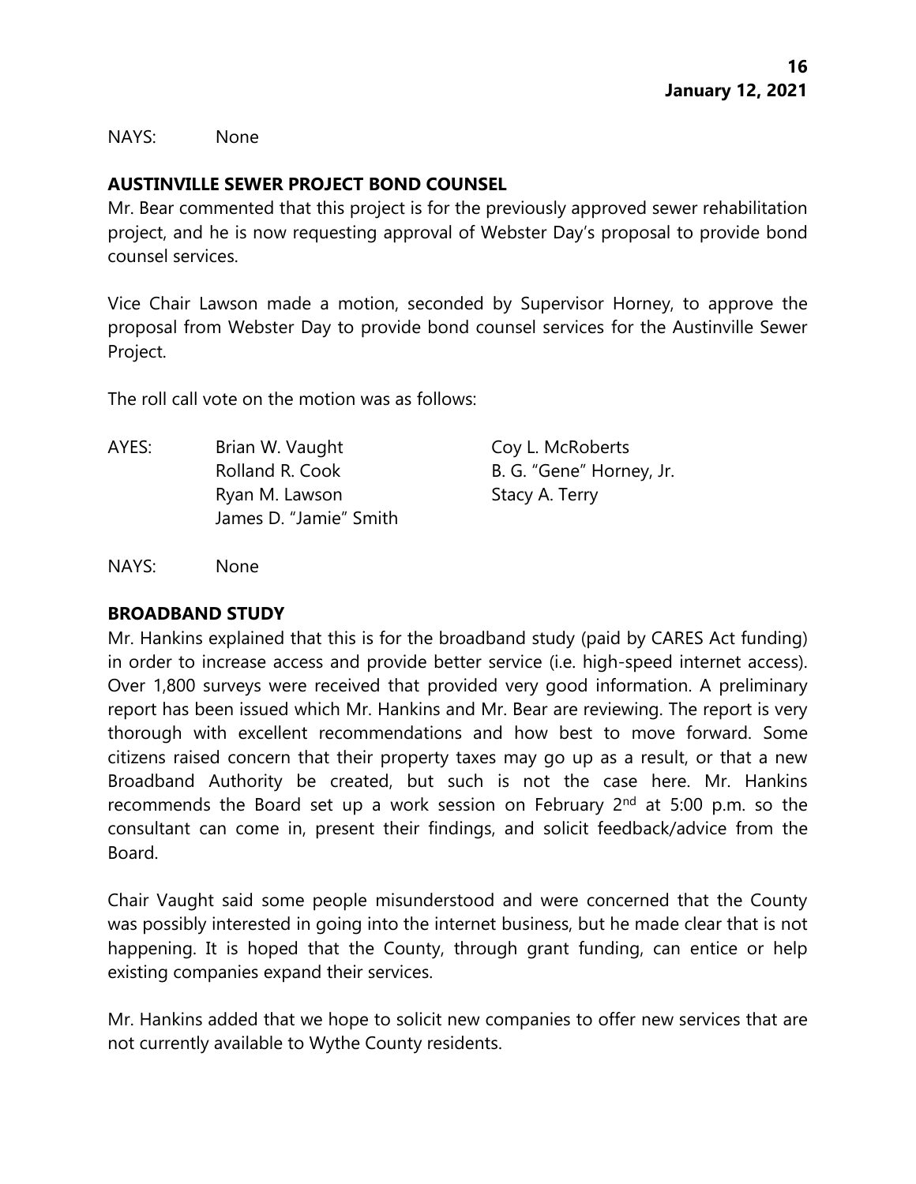NAYS: None

**AUSTINVILLE SEWER PROJECT BOND COUNSEL**

Mr. Bear commented that this project is for the previously approved sewer rehabilitation project, and he is now requesting approval of Webster Day's proposal to provide bond counsel services.

Vice Chair Lawson made a motion, seconded by Supervisor Horney, to approve the proposal from Webster Day to provide bond counsel services for the Austinville Sewer Project.

The roll call vote on the motion was as follows:

AYES: Brian W. Vaught, Coy L. McRoberts, Rolland R. Cook, B. G. "Gene" Horney, Jr., Ryan M. Lawson, Stacy A. Terry, James D. "Jamie" Smith

NAYS: None

**BROADBAND STUDY**

Mr. Hankins explained that this is for the broadband study (paid by CARES Act funding) in order to increase access and provide better service (i.e. high-speed internet access). Over 1,800 surveys were received that provided very good information. A preliminary report has been issued which Mr. Hankins and Mr. Bear are reviewing. The report is very thorough with excellent recommendations and how best to move forward. Some citizens raised concern that their property taxes may go up as a result, or that a new Broadband Authority be created, but such is not the case here. Mr. Hankins recommends the Board set up a work session on February 2nd at 5:00 p.m. so the consultant can come in, present their findings, and solicit feedback/advice from the Board.

Chair Vaught said some people misunderstood and were concerned that the County was possibly interested in going into the internet business, but he made clear that is not happening. It is hoped that the County, through grant funding, can entice or help existing companies expand their services.

Mr. Hankins added that we hope to solicit new companies to offer new services that are not currently available to Wythe County residents.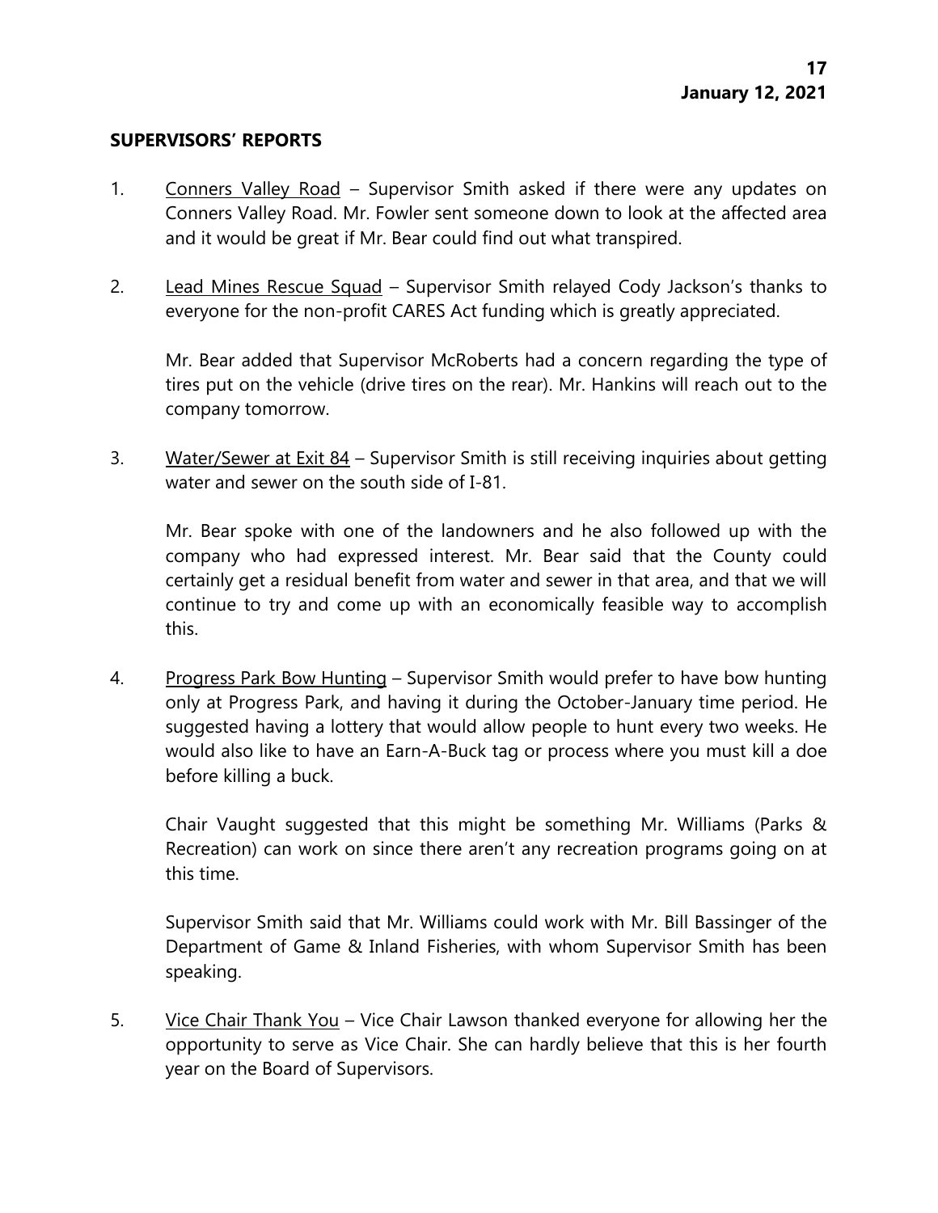## SUPERVISORS' REPORTS

1. Conners Valley Road – Supervisor Smith asked if there were any updates on Conners Valley Road. Mr. Fowler sent someone down to look at the affected area and it would be great if Mr. Bear could find out what transpired.

2. Lead Mines Rescue Squad – Supervisor Smith relayed Cody Jackson's thanks to everyone for the non-profit CARES Act funding which is greatly appreciated.

   Mr. Bear added that Supervisor McRoberts had a concern regarding the type of tires put on the vehicle (drive tires on the rear). Mr. Hankins will reach out to the company tomorrow.

3. Water/Sewer at Exit 84 – Supervisor Smith is still receiving inquiries about getting water and sewer on the south side of I-81.

   Mr. Bear spoke with one of the landowners and he also followed up with the company who had expressed interest. Mr. Bear said that the County could certainly get a residual benefit from water and sewer in that area, and that we will continue to try and come up with an economically feasible way to accomplish this.

4. Progress Park Bow Hunting – Supervisor Smith would prefer to have bow hunting only at Progress Park, and having it during the October-January time period. He suggested having a lottery that would allow people to hunt every two weeks. He would also like to have an Earn-A-Buck tag or process where you must kill a doe before killing a buck.

   Chair Vaught suggested that this might be something Mr. Williams (Parks & Recreation) can work on since there aren't any recreation programs going on at this time.

   Supervisor Smith said that Mr. Williams could work with Mr. Bill Bassinger of the Department of Game & Inland Fisheries, with whom Supervisor Smith has been speaking.

5. Vice Chair Thank You – Vice Chair Lawson thanked everyone for allowing her the opportunity to serve as Vice Chair. She can hardly believe that this is her fourth year on the Board of Supervisors.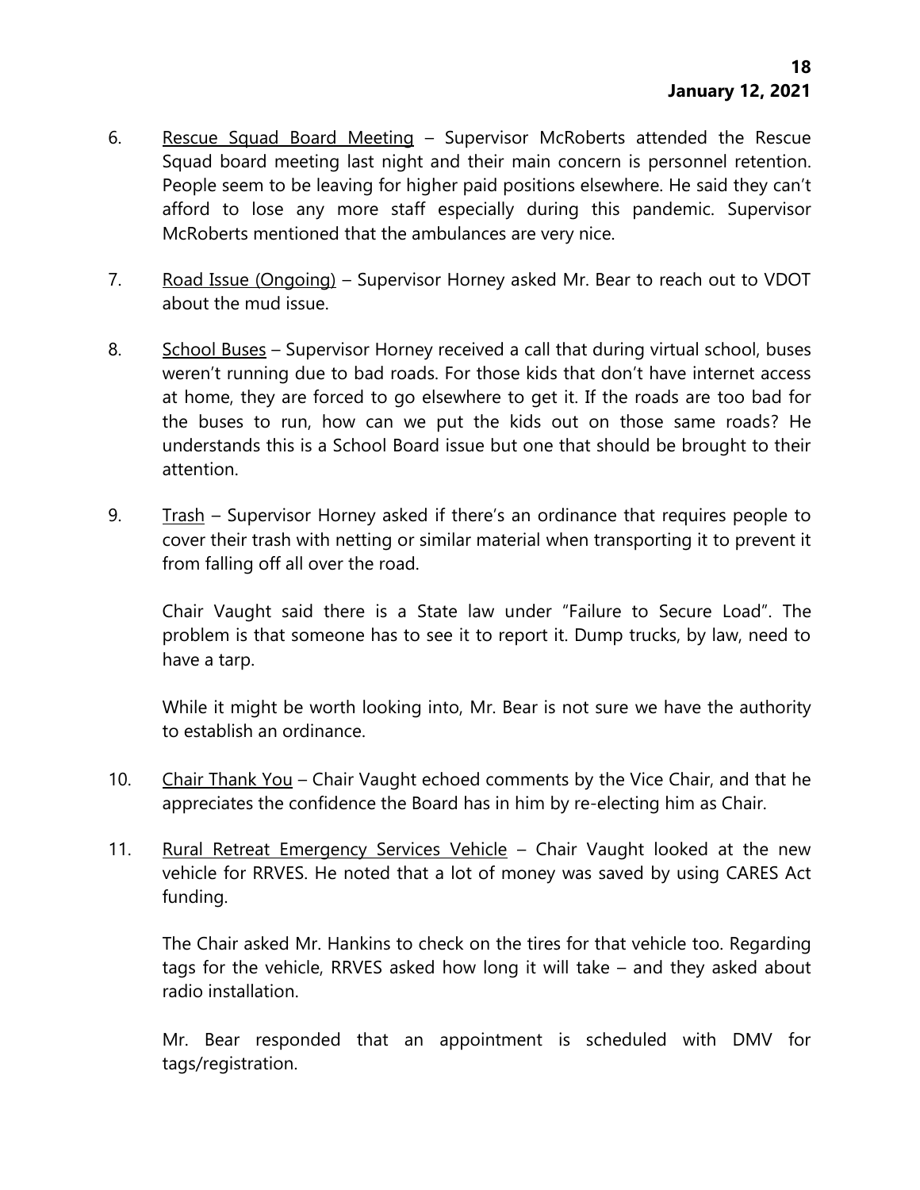6. Rescue Squad Board Meeting – Supervisor McRoberts attended the Rescue Squad board meeting last night and their main concern is personnel retention. People seem to be leaving for higher paid positions elsewhere. He said they can't afford to lose any more staff especially during this pandemic. Supervisor McRoberts mentioned that the ambulances are very nice.

7. Road Issue (Ongoing) – Supervisor Horney asked Mr. Bear to reach out to VDOT about the mud issue.

8. School Buses – Supervisor Horney received a call that during virtual school, buses weren't running due to bad roads. For those kids that don't have internet access at home, they are forced to go elsewhere to get it. If the roads are too bad for the buses to run, how can we put the kids out on those same roads? He understands this is a School Board issue but one that should be brought to their attention.

9. Trash – Supervisor Horney asked if there's an ordinance that requires people to cover their trash with netting or similar material when transporting it to prevent it from falling off all over the road.

   Chair Vaught said there is a State law under "Failure to Secure Load". The problem is that someone has to see it to report it. Dump trucks, by law, need to have a tarp.

   While it might be worth looking into, Mr. Bear is not sure we have the authority to establish an ordinance.

10. Chair Thank You – Chair Vaught echoed comments by the Vice Chair, and that he appreciates the confidence the Board has in him by re-electing him as Chair.

11. Rural Retreat Emergency Services Vehicle – Chair Vaught looked at the new vehicle for RRVES. He noted that a lot of money was saved by using CARES Act funding.

    The Chair asked Mr. Hankins to check on the tires for that vehicle too. Regarding tags for the vehicle, RRVES asked how long it will take – and they asked about radio installation.

    Mr. Bear responded that an appointment is scheduled with DMV for tags/registration.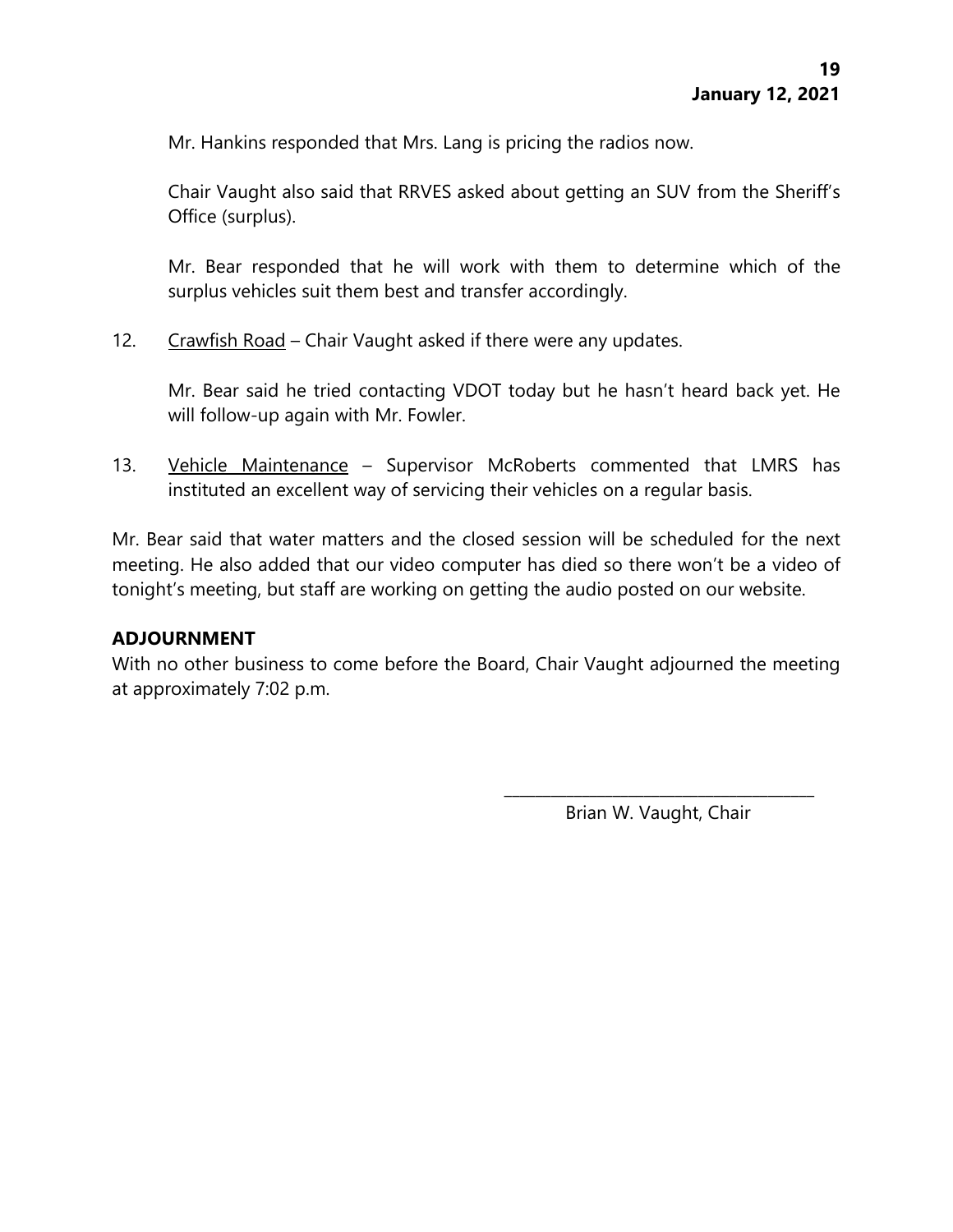Mr. Hankins responded that Mrs. Lang is pricing the radios now.

Chair Vaught also said that RRVES asked about getting an SUV from the Sheriff's Office (surplus).

Mr. Bear responded that he will work with them to determine which of the surplus vehicles suit them best and transfer accordingly.

12. Crawfish Road – Chair Vaught asked if there were any updates.

    Mr. Bear said he tried contacting VDOT today but he hasn't heard back yet. He will follow-up again with Mr. Fowler.

13. Vehicle Maintenance – Supervisor McRoberts commented that LMRS has instituted an excellent way of servicing their vehicles on a regular basis.

Mr. Bear said that water matters and the closed session will be scheduled for the next meeting. He also added that our video computer has died so there won't be a video of tonight's meeting, but staff are working on getting the audio posted on our website.

**ADJOURNMENT**

With no other business to come before the Board, Chair Vaught adjourned the meeting at approximately 7:02 p.m.

\_\_\_\_\_\_\_\_\_\_\_\_\_\_\_\_\_\_\_\_\_\_\_\_\_\_\_\_\_\_\_\_\_\_\_\_

Brian W. Vaught, Chair